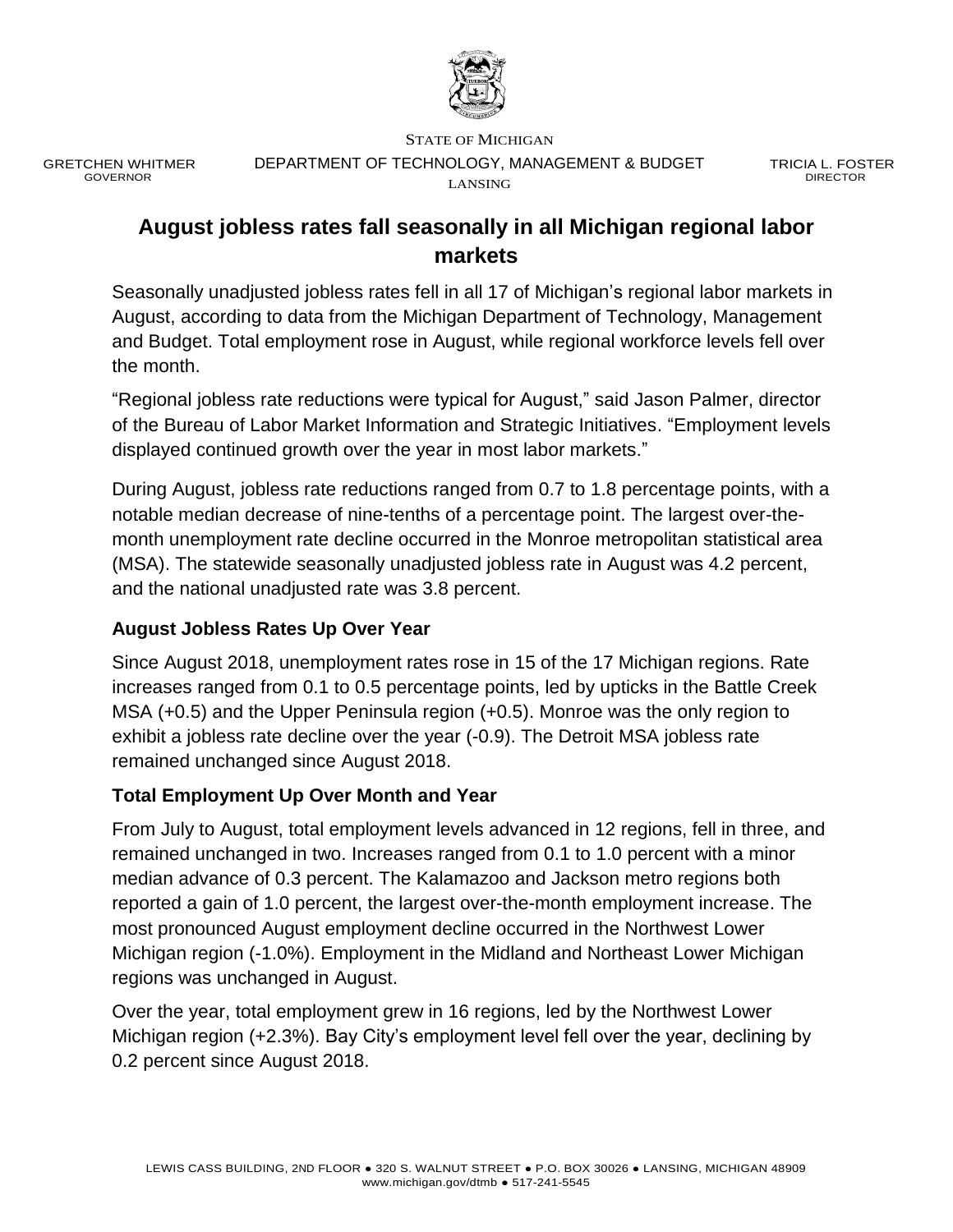STATE OF MICHIGAN

GRETCHEN WHITMER
GOVERNOR

DEPARTMENT OF TECHNOLOGY, MANAGEMENT & BUDGET
LANSING

TRICIA L. FOSTER
DIRECTOR

# August jobless rates fall seasonally in all Michigan regional labor markets

Seasonally unadjusted jobless rates fell in all 17 of Michigan's regional labor markets in August, according to data from the Michigan Department of Technology, Management and Budget. Total employment rose in August, while regional workforce levels fell over the month.

"Regional jobless rate reductions were typical for August," said Jason Palmer, director of the Bureau of Labor Market Information and Strategic Initiatives. "Employment levels displayed continued growth over the year in most labor markets."

During August, jobless rate reductions ranged from 0.7 to 1.8 percentage points, with a notable median decrease of nine-tenths of a percentage point. The largest over-the-month unemployment rate decline occurred in the Monroe metropolitan statistical area (MSA). The statewide seasonally unadjusted jobless rate in August was 4.2 percent, and the national unadjusted rate was 3.8 percent.

### August Jobless Rates Up Over Year

Since August 2018, unemployment rates rose in 15 of the 17 Michigan regions. Rate increases ranged from 0.1 to 0.5 percentage points, led by upticks in the Battle Creek MSA (+0.5) and the Upper Peninsula region (+0.5). Monroe was the only region to exhibit a jobless rate decline over the year (-0.9). The Detroit MSA jobless rate remained unchanged since August 2018.

### Total Employment Up Over Month and Year

From July to August, total employment levels advanced in 12 regions, fell in three, and remained unchanged in two. Increases ranged from 0.1 to 1.0 percent with a minor median advance of 0.3 percent. The Kalamazoo and Jackson metro regions both reported a gain of 1.0 percent, the largest over-the-month employment increase. The most pronounced August employment decline occurred in the Northwest Lower Michigan region (-1.0%). Employment in the Midland and Northeast Lower Michigan regions was unchanged in August.

Over the year, total employment grew in 16 regions, led by the Northwest Lower Michigan region (+2.3%). Bay City's employment level fell over the year, declining by 0.2 percent since August 2018.

LEWIS CASS BUILDING, 2ND FLOOR ● 320 S. WALNUT STREET ● P.O. BOX 30026 ● LANSING, MICHIGAN 48909
www.michigan.gov/dtmb ● 517-241-5545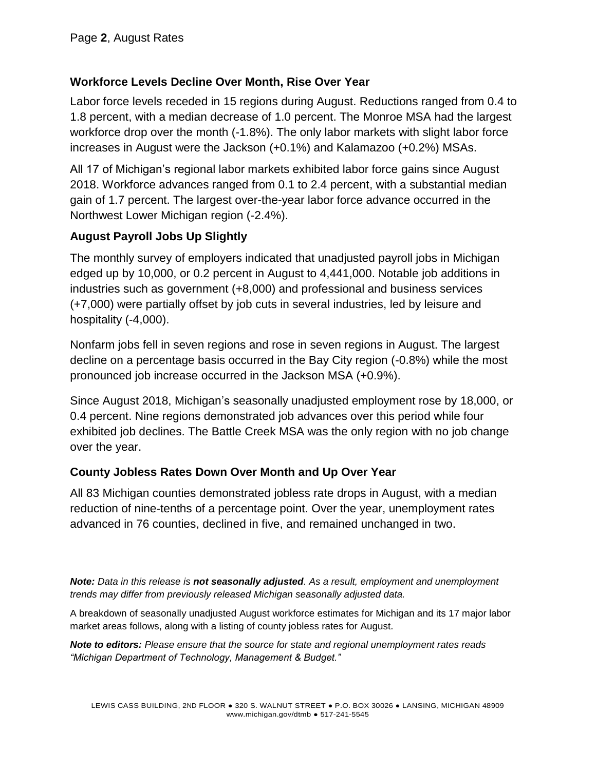## Workforce Levels Decline Over Month, Rise Over Year

Labor force levels receded in 15 regions during August. Reductions ranged from 0.4 to 1.8 percent, with a median decrease of 1.0 percent. The Monroe MSA had the largest workforce drop over the month (-1.8%). The only labor markets with slight labor force increases in August were the Jackson (+0.1%) and Kalamazoo (+0.2%) MSAs.

All 17 of Michigan's regional labor markets exhibited labor force gains since August 2018. Workforce advances ranged from 0.1 to 2.4 percent, with a substantial median gain of 1.7 percent. The largest over-the-year labor force advance occurred in the Northwest Lower Michigan region (-2.4%).

## August Payroll Jobs Up Slightly

The monthly survey of employers indicated that unadjusted payroll jobs in Michigan edged up by 10,000, or 0.2 percent in August to 4,441,000. Notable job additions in industries such as government (+8,000) and professional and business services (+7,000) were partially offset by job cuts in several industries, led by leisure and hospitality (-4,000).

Nonfarm jobs fell in seven regions and rose in seven regions in August. The largest decline on a percentage basis occurred in the Bay City region (-0.8%) while the most pronounced job increase occurred in the Jackson MSA (+0.9%).

Since August 2018, Michigan's seasonally unadjusted employment rose by 18,000, or 0.4 percent. Nine regions demonstrated job advances over this period while four exhibited job declines. The Battle Creek MSA was the only region with no job change over the year.

## County Jobless Rates Down Over Month and Up Over Year

All 83 Michigan counties demonstrated jobless rate drops in August, with a median reduction of nine-tenths of a percentage point. Over the year, unemployment rates advanced in 76 counties, declined in five, and remained unchanged in two.

***Note:*** *Data in this release is* ***not seasonally adjusted****. As a result, employment and unemployment trends may differ from previously released Michigan seasonally adjusted data.*

A breakdown of seasonally unadjusted August workforce estimates for Michigan and its 17 major labor market areas follows, along with a listing of county jobless rates for August.

***Note to editors:*** *Please ensure that the source for state and regional unemployment rates reads "Michigan Department of Technology, Management & Budget."*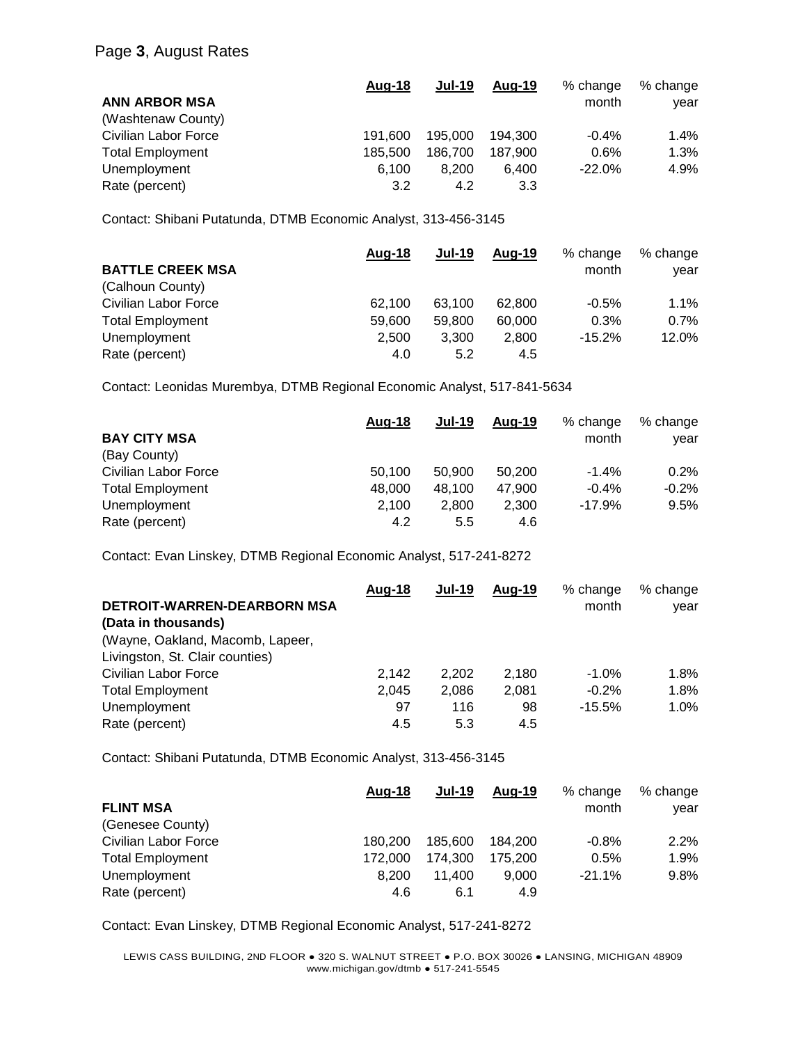Page **3**, August Rates

| | Aug-18 | Jul-19 | Aug-19 | % change month | % change year |
|---|---|---|---|---|---|
| **ANN ARBOR MSA** | | | | | |
| (Washtenaw County) | | | | | |
| Civilian Labor Force | 191,600 | 195,000 | 194,300 | -0.4% | 1.4% |
| Total Employment | 185,500 | 186,700 | 187,900 | 0.6% | 1.3% |
| Unemployment | 6,100 | 8,200 | 6,400 | -22.0% | 4.9% |
| Rate (percent) | 3.2 | 4.2 | 3.3 | | |

Contact: Shibani Putatunda, DTMB Economic Analyst, 313-456-3145

| | Aug-18 | Jul-19 | Aug-19 | % change month | % change year |
|---|---|---|---|---|---|
| **BATTLE CREEK MSA** | | | | | |
| (Calhoun County) | | | | | |
| Civilian Labor Force | 62,100 | 63,100 | 62,800 | -0.5% | 1.1% |
| Total Employment | 59,600 | 59,800 | 60,000 | 0.3% | 0.7% |
| Unemployment | 2,500 | 3,300 | 2,800 | -15.2% | 12.0% |
| Rate (percent) | 4.0 | 5.2 | 4.5 | | |

Contact: Leonidas Murembya, DTMB Regional Economic Analyst, 517-841-5634

| | Aug-18 | Jul-19 | Aug-19 | % change month | % change year |
|---|---|---|---|---|---|
| **BAY CITY MSA** | | | | | |
| (Bay County) | | | | | |
| Civilian Labor Force | 50,100 | 50,900 | 50,200 | -1.4% | 0.2% |
| Total Employment | 48,000 | 48,100 | 47,900 | -0.4% | -0.2% |
| Unemployment | 2,100 | 2,800 | 2,300 | -17.9% | 9.5% |
| Rate (percent) | 4.2 | 5.5 | 4.6 | | |

Contact: Evan Linskey, DTMB Regional Economic Analyst, 517-241-8272

| | Aug-18 | Jul-19 | Aug-19 | % change month | % change year |
|---|---|---|---|---|---|
| **DETROIT-WARREN-DEARBORN MSA** | | | | | |
| **(Data in thousands)** | | | | | |
| (Wayne, Oakland, Macomb, Lapeer, Livingston, St. Clair counties) | | | | | |
| Civilian Labor Force | 2,142 | 2,202 | 2,180 | -1.0% | 1.8% |
| Total Employment | 2,045 | 2,086 | 2,081 | -0.2% | 1.8% |
| Unemployment | 97 | 116 | 98 | -15.5% | 1.0% |
| Rate (percent) | 4.5 | 5.3 | 4.5 | | |

Contact: Shibani Putatunda, DTMB Economic Analyst, 313-456-3145

| | Aug-18 | Jul-19 | Aug-19 | % change month | % change year |
|---|---|---|---|---|---|
| **FLINT MSA** | | | | | |
| (Genesee County) | | | | | |
| Civilian Labor Force | 180,200 | 185,600 | 184,200 | -0.8% | 2.2% |
| Total Employment | 172,000 | 174,300 | 175,200 | 0.5% | 1.9% |
| Unemployment | 8,200 | 11,400 | 9,000 | -21.1% | 9.8% |
| Rate (percent) | 4.6 | 6.1 | 4.9 | | |

Contact: Evan Linskey, DTMB Regional Economic Analyst, 517-241-8272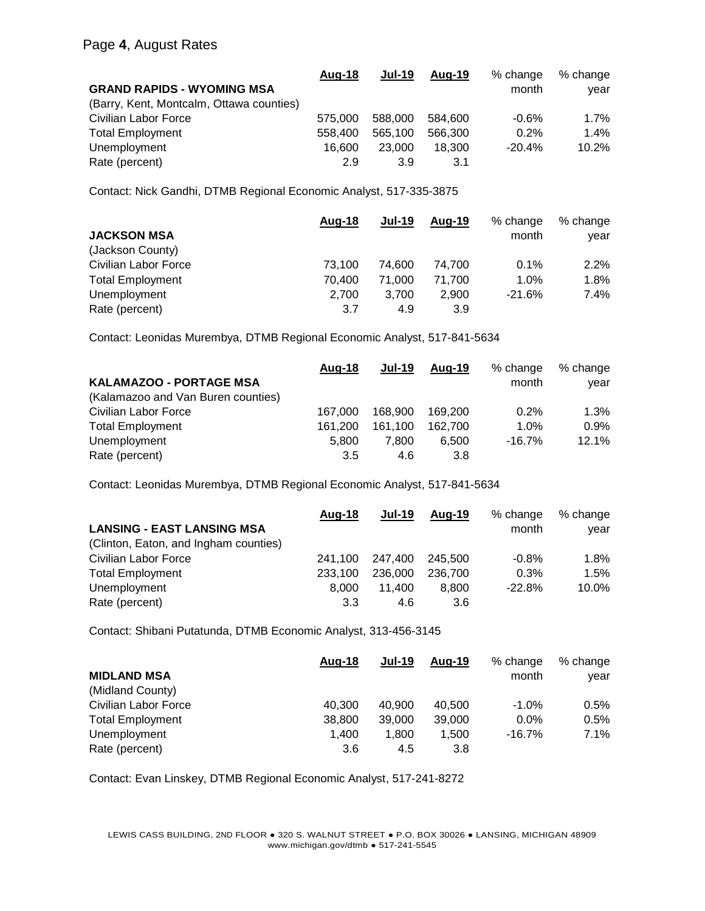Page **4**, August Rates

| | Aug-18 | Jul-19 | Aug-19 | % change month | % change year |
|---|---|---|---|---|---|
| **GRAND RAPIDS - WYOMING MSA** | | | | | |
| (Barry, Kent, Montcalm, Ottawa counties) | | | | | |
| Civilian Labor Force | 575,000 | 588,000 | 584,600 | -0.6% | 1.7% |
| Total Employment | 558,400 | 565,100 | 566,300 | 0.2% | 1.4% |
| Unemployment | 16,600 | 23,000 | 18,300 | -20.4% | 10.2% |
| Rate (percent) | 2.9 | 3.9 | 3.1 | | |

Contact: Nick Gandhi, DTMB Regional Economic Analyst, 517-335-3875

| | Aug-18 | Jul-19 | Aug-19 | % change month | % change year |
|---|---|---|---|---|---|
| **JACKSON MSA** | | | | | |
| (Jackson County) | | | | | |
| Civilian Labor Force | 73,100 | 74,600 | 74,700 | 0.1% | 2.2% |
| Total Employment | 70,400 | 71,000 | 71,700 | 1.0% | 1.8% |
| Unemployment | 2,700 | 3,700 | 2,900 | -21.6% | 7.4% |
| Rate (percent) | 3.7 | 4.9 | 3.9 | | |

Contact: Leonidas Murembya, DTMB Regional Economic Analyst, 517-841-5634

| | Aug-18 | Jul-19 | Aug-19 | % change month | % change year |
|---|---|---|---|---|---|
| **KALAMAZOO - PORTAGE MSA** | | | | | |
| (Kalamazoo and Van Buren counties) | | | | | |
| Civilian Labor Force | 167,000 | 168,900 | 169,200 | 0.2% | 1.3% |
| Total Employment | 161,200 | 161,100 | 162,700 | 1.0% | 0.9% |
| Unemployment | 5,800 | 7,800 | 6,500 | -16.7% | 12.1% |
| Rate (percent) | 3.5 | 4.6 | 3.8 | | |

Contact: Leonidas Murembya, DTMB Regional Economic Analyst, 517-841-5634

| | Aug-18 | Jul-19 | Aug-19 | % change month | % change year |
|---|---|---|---|---|---|
| **LANSING - EAST LANSING MSA** | | | | | |
| (Clinton, Eaton, and Ingham counties) | | | | | |
| Civilian Labor Force | 241,100 | 247,400 | 245,500 | -0.8% | 1.8% |
| Total Employment | 233,100 | 236,000 | 236,700 | 0.3% | 1.5% |
| Unemployment | 8,000 | 11,400 | 8,800 | -22.8% | 10.0% |
| Rate (percent) | 3.3 | 4.6 | 3.6 | | |

Contact: Shibani Putatunda, DTMB Economic Analyst, 313-456-3145

| | Aug-18 | Jul-19 | Aug-19 | % change month | % change year |
|---|---|---|---|---|---|
| **MIDLAND MSA** | | | | | |
| (Midland County) | | | | | |
| Civilian Labor Force | 40,300 | 40,900 | 40,500 | -1.0% | 0.5% |
| Total Employment | 38,800 | 39,000 | 39,000 | 0.0% | 0.5% |
| Unemployment | 1,400 | 1,800 | 1,500 | -16.7% | 7.1% |
| Rate (percent) | 3.6 | 4.5 | 3.8 | | |

Contact: Evan Linskey, DTMB Regional Economic Analyst, 517-241-8272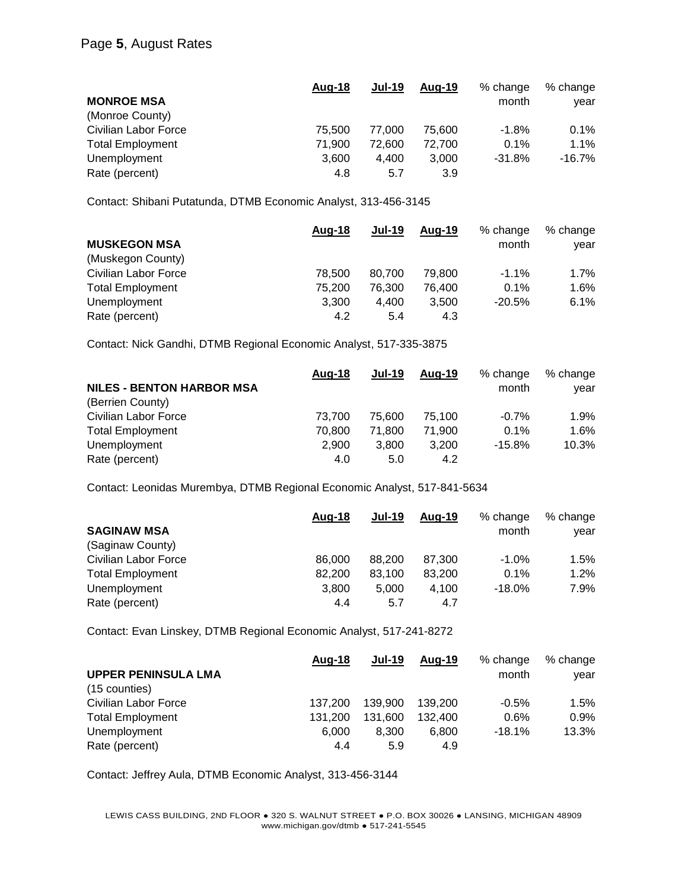Page **5**, August Rates

| **MONROE MSA** (Monroe County) | Aug-18 | Jul-19 | Aug-19 | % change month | % change year |
|---|---|---|---|---|---|
| Civilian Labor Force | 75,500 | 77,000 | 75,600 | -1.8% | 0.1% |
| Total Employment | 71,900 | 72,600 | 72,700 | 0.1% | 1.1% |
| Unemployment | 3,600 | 4,400 | 3,000 | -31.8% | -16.7% |
| Rate (percent) | 4.8 | 5.7 | 3.9 | | |

Contact: Shibani Putatunda, DTMB Economic Analyst, 313-456-3145

| **MUSKEGON MSA** (Muskegon County) | Aug-18 | Jul-19 | Aug-19 | % change month | % change year |
|---|---|---|---|---|---|
| Civilian Labor Force | 78,500 | 80,700 | 79,800 | -1.1% | 1.7% |
| Total Employment | 75,200 | 76,300 | 76,400 | 0.1% | 1.6% |
| Unemployment | 3,300 | 4,400 | 3,500 | -20.5% | 6.1% |
| Rate (percent) | 4.2 | 5.4 | 4.3 | | |

Contact: Nick Gandhi, DTMB Regional Economic Analyst, 517-335-3875

| **NILES - BENTON HARBOR MSA** (Berrien County) | Aug-18 | Jul-19 | Aug-19 | % change month | % change year |
|---|---|---|---|---|---|
| Civilian Labor Force | 73,700 | 75,600 | 75,100 | -0.7% | 1.9% |
| Total Employment | 70,800 | 71,800 | 71,900 | 0.1% | 1.6% |
| Unemployment | 2,900 | 3,800 | 3,200 | -15.8% | 10.3% |
| Rate (percent) | 4.0 | 5.0 | 4.2 | | |

Contact: Leonidas Murembya, DTMB Regional Economic Analyst, 517-841-5634

| **SAGINAW MSA** (Saginaw County) | Aug-18 | Jul-19 | Aug-19 | % change month | % change year |
|---|---|---|---|---|---|
| Civilian Labor Force | 86,000 | 88,200 | 87,300 | -1.0% | 1.5% |
| Total Employment | 82,200 | 83,100 | 83,200 | 0.1% | 1.2% |
| Unemployment | 3,800 | 5,000 | 4,100 | -18.0% | 7.9% |
| Rate (percent) | 4.4 | 5.7 | 4.7 | | |

Contact: Evan Linskey, DTMB Regional Economic Analyst, 517-241-8272

| **UPPER PENINSULA LMA** (15 counties) | Aug-18 | Jul-19 | Aug-19 | % change month | % change year |
|---|---|---|---|---|---|
| Civilian Labor Force | 137,200 | 139,900 | 139,200 | -0.5% | 1.5% |
| Total Employment | 131,200 | 131,600 | 132,400 | 0.6% | 0.9% |
| Unemployment | 6,000 | 8,300 | 6,800 | -18.1% | 13.3% |
| Rate (percent) | 4.4 | 5.9 | 4.9 | | |

Contact: Jeffrey Aula, DTMB Economic Analyst, 313-456-3144

LEWIS CASS BUILDING, 2ND FLOOR ● 320 S. WALNUT STREET ● P.O. BOX 30026 ● LANSING, MICHIGAN 48909
www.michigan.gov/dtmb ● 517-241-5545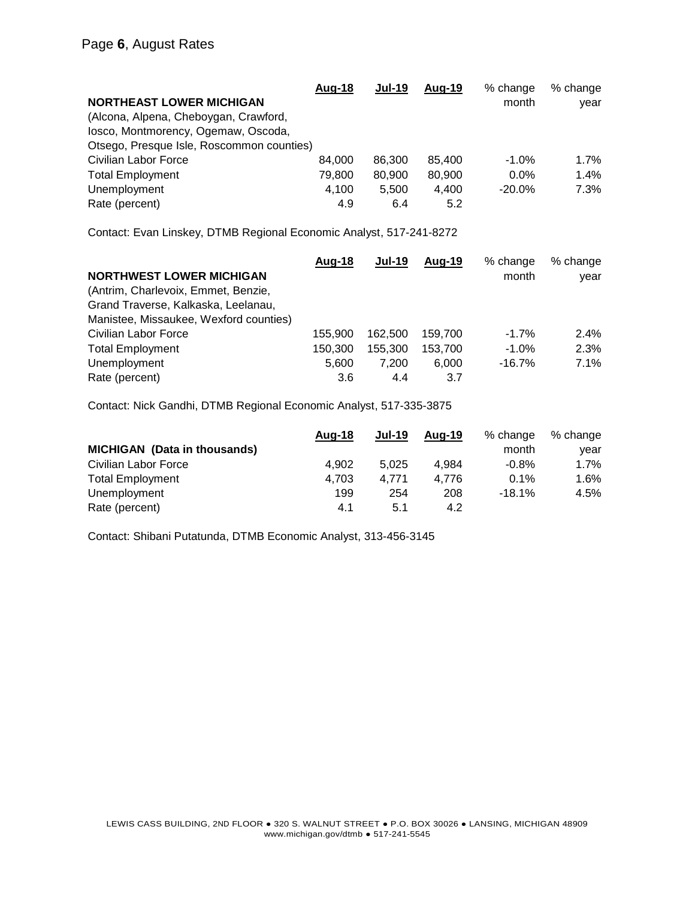Page **6**, August Rates

| **NORTHEAST LOWER MICHIGAN** (Alcona, Alpena, Cheboygan, Crawford, Iosco, Montmorency, Ogemaw, Oscoda, Otsego, Presque Isle, Roscommon counties) | **Aug-18** | **Jul-19** | **Aug-19** | % change month | % change year |
|---|---|---|---|---|---|
| Civilian Labor Force | 84,000 | 86,300 | 85,400 | -1.0% | 1.7% |
| Total Employment | 79,800 | 80,900 | 80,900 | 0.0% | 1.4% |
| Unemployment | 4,100 | 5,500 | 4,400 | -20.0% | 7.3% |
| Rate (percent) | 4.9 | 6.4 | 5.2 | | |

Contact: Evan Linskey, DTMB Regional Economic Analyst, 517-241-8272

| **NORTHWEST LOWER MICHIGAN** (Antrim, Charlevoix, Emmet, Benzie, Grand Traverse, Kalkaska, Leelanau, Manistee, Missaukee, Wexford counties) | **Aug-18** | **Jul-19** | **Aug-19** | % change month | % change year |
|---|---|---|---|---|---|
| Civilian Labor Force | 155,900 | 162,500 | 159,700 | -1.7% | 2.4% |
| Total Employment | 150,300 | 155,300 | 153,700 | -1.0% | 2.3% |
| Unemployment | 5,600 | 7,200 | 6,000 | -16.7% | 7.1% |
| Rate (percent) | 3.6 | 4.4 | 3.7 | | |

Contact: Nick Gandhi, DTMB Regional Economic Analyst, 517-335-3875

| **MICHIGAN (Data in thousands)** | **Aug-18** | **Jul-19** | **Aug-19** | % change month | % change year |
|---|---|---|---|---|---|
| Civilian Labor Force | 4,902 | 5,025 | 4,984 | -0.8% | 1.7% |
| Total Employment | 4,703 | 4,771 | 4,776 | 0.1% | 1.6% |
| Unemployment | 199 | 254 | 208 | -18.1% | 4.5% |
| Rate (percent) | 4.1 | 5.1 | 4.2 | | |

Contact: Shibani Putatunda, DTMB Economic Analyst, 313-456-3145

LEWIS CASS BUILDING, 2ND FLOOR ● 320 S. WALNUT STREET ● P.O. BOX 30026 ● LANSING, MICHIGAN 48909
www.michigan.gov/dtmb ● 517-241-5545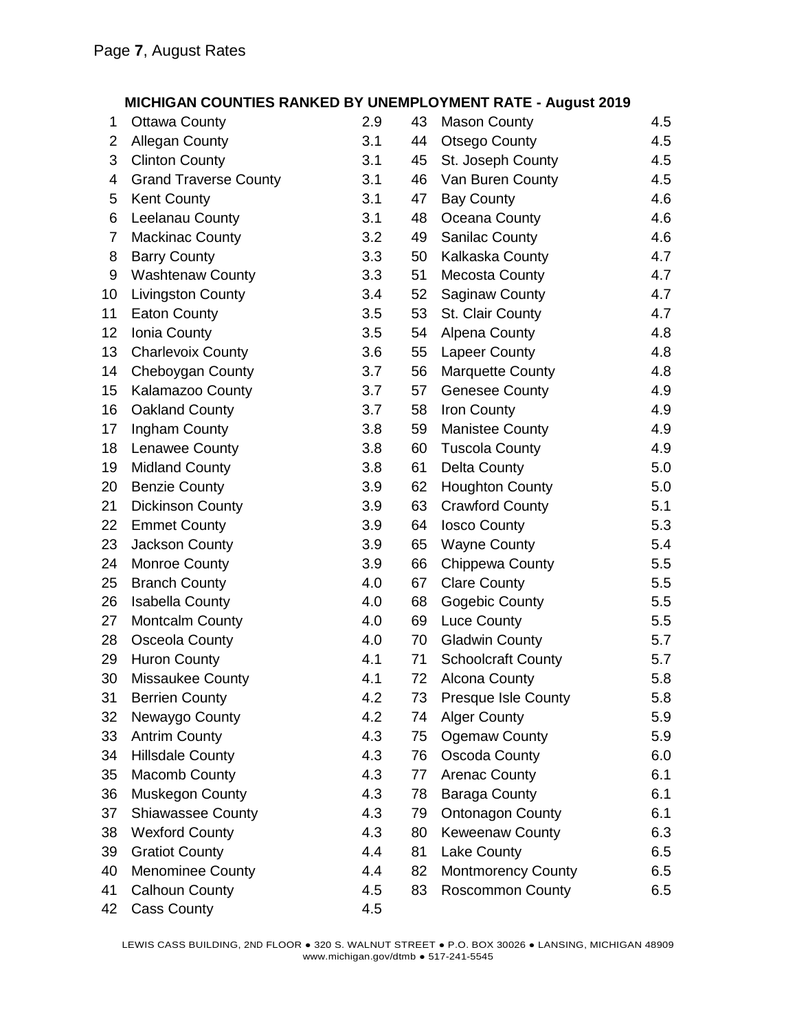### MICHIGAN COUNTIES RANKED BY UNEMPLOYMENT RATE - August 2019

| | | | | | |
|---|---|---|---|---|---|
| 1 | Ottawa County | 2.9 | 43 | Mason County | 4.5 |
| 2 | Allegan County | 3.1 | 44 | Otsego County | 4.5 |
| 3 | Clinton County | 3.1 | 45 | St. Joseph County | 4.5 |
| 4 | Grand Traverse County | 3.1 | 46 | Van Buren County | 4.5 |
| 5 | Kent County | 3.1 | 47 | Bay County | 4.6 |
| 6 | Leelanau County | 3.1 | 48 | Oceana County | 4.6 |
| 7 | Mackinac County | 3.2 | 49 | Sanilac County | 4.6 |
| 8 | Barry County | 3.3 | 50 | Kalkaska County | 4.7 |
| 9 | Washtenaw County | 3.3 | 51 | Mecosta County | 4.7 |
| 10 | Livingston County | 3.4 | 52 | Saginaw County | 4.7 |
| 11 | Eaton County | 3.5 | 53 | St. Clair County | 4.7 |
| 12 | Ionia County | 3.5 | 54 | Alpena County | 4.8 |
| 13 | Charlevoix County | 3.6 | 55 | Lapeer County | 4.8 |
| 14 | Cheboygan County | 3.7 | 56 | Marquette County | 4.8 |
| 15 | Kalamazoo County | 3.7 | 57 | Genesee County | 4.9 |
| 16 | Oakland County | 3.7 | 58 | Iron County | 4.9 |
| 17 | Ingham County | 3.8 | 59 | Manistee County | 4.9 |
| 18 | Lenawee County | 3.8 | 60 | Tuscola County | 4.9 |
| 19 | Midland County | 3.8 | 61 | Delta County | 5.0 |
| 20 | Benzie County | 3.9 | 62 | Houghton County | 5.0 |
| 21 | Dickinson County | 3.9 | 63 | Crawford County | 5.1 |
| 22 | Emmet County | 3.9 | 64 | Iosco County | 5.3 |
| 23 | Jackson County | 3.9 | 65 | Wayne County | 5.4 |
| 24 | Monroe County | 3.9 | 66 | Chippewa County | 5.5 |
| 25 | Branch County | 4.0 | 67 | Clare County | 5.5 |
| 26 | Isabella County | 4.0 | 68 | Gogebic County | 5.5 |
| 27 | Montcalm County | 4.0 | 69 | Luce County | 5.5 |
| 28 | Osceola County | 4.0 | 70 | Gladwin County | 5.7 |
| 29 | Huron County | 4.1 | 71 | Schoolcraft County | 5.7 |
| 30 | Missaukee County | 4.1 | 72 | Alcona County | 5.8 |
| 31 | Berrien County | 4.2 | 73 | Presque Isle County | 5.8 |
| 32 | Newaygo County | 4.2 | 74 | Alger County | 5.9 |
| 33 | Antrim County | 4.3 | 75 | Ogemaw County | 5.9 |
| 34 | Hillsdale County | 4.3 | 76 | Oscoda County | 6.0 |
| 35 | Macomb County | 4.3 | 77 | Arenac County | 6.1 |
| 36 | Muskegon County | 4.3 | 78 | Baraga County | 6.1 |
| 37 | Shiawassee County | 4.3 | 79 | Ontonagon County | 6.1 |
| 38 | Wexford County | 4.3 | 80 | Keweenaw County | 6.3 |
| 39 | Gratiot County | 4.4 | 81 | Lake County | 6.5 |
| 40 | Menominee County | 4.4 | 82 | Montmorency County | 6.5 |
| 41 | Calhoun County | 4.5 | 83 | Roscommon County | 6.5 |
| 42 | Cass County | 4.5 | | | |

LEWIS CASS BUILDING, 2ND FLOOR ● 320 S. WALNUT STREET ● P.O. BOX 30026 ● LANSING, MICHIGAN 48909
www.michigan.gov/dtmb ● 517-241-5545